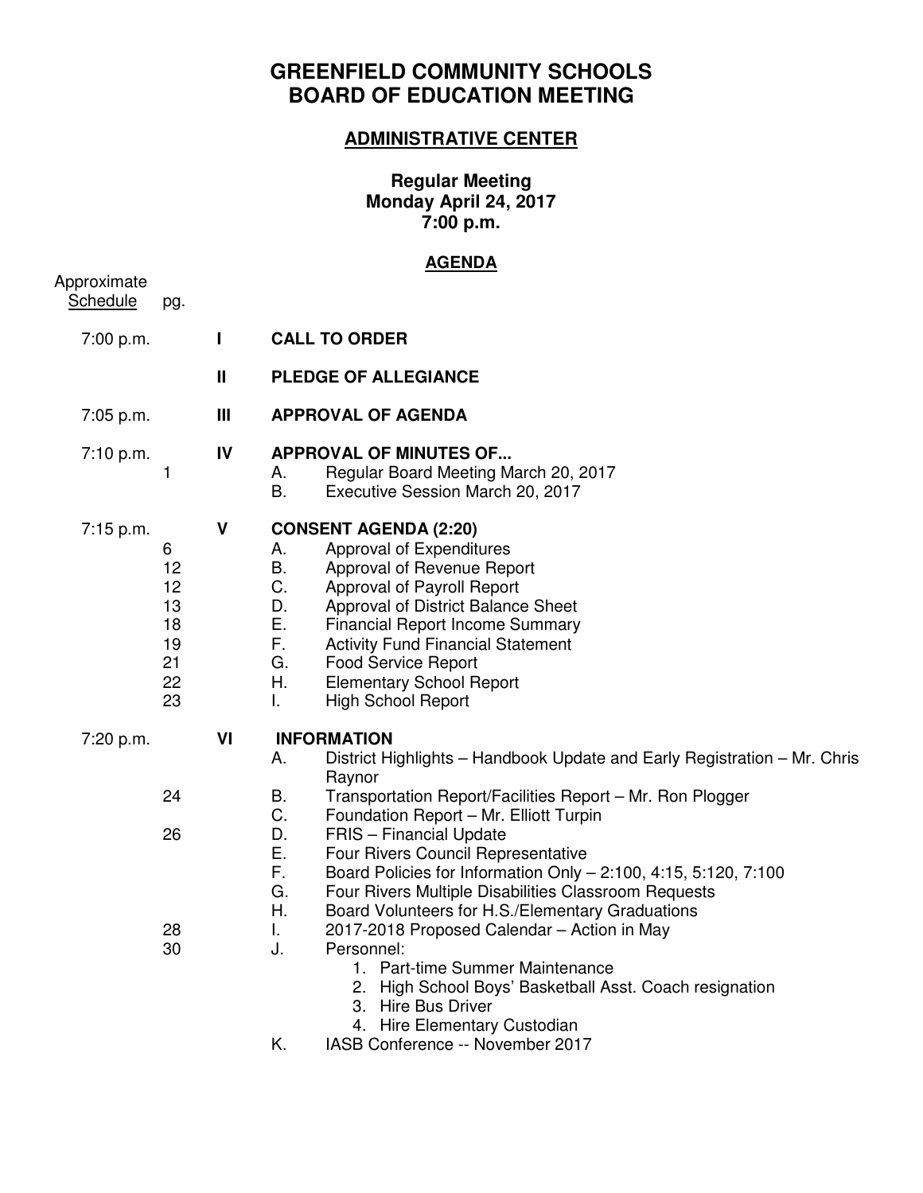# GREENFIELD COMMUNITY SCHOOLS
# BOARD OF EDUCATION MEETING

## ADMINISTRATIVE CENTER

**Regular Meeting**
**Monday April 24, 2017**
**7:00 p.m.**

## AGENDA

| Approximate Schedule | pg. | | |
|---|---|---|---|
| 7:00 p.m. | | **I** | **CALL TO ORDER** |
| | | **II** | **PLEDGE OF ALLEGIANCE** |
| 7:05 p.m. | | **III** | **APPROVAL OF AGENDA** |
| 7:10 p.m. | | **IV** | **APPROVAL OF MINUTES OF...** |
| | 1 | | A. Regular Board Meeting March 20, 2017 |
| | | | B. Executive Session March 20, 2017 |
| 7:15 p.m. | | **V** | **CONSENT AGENDA (2:20)** |
| | 6 | | A. Approval of Expenditures |
| | 12 | | B. Approval of Revenue Report |
| | 12 | | C. Approval of Payroll Report |
| | 13 | | D. Approval of District Balance Sheet |
| | 18 | | E. Financial Report Income Summary |
| | 19 | | F. Activity Fund Financial Statement |
| | 21 | | G. Food Service Report |
| | 22 | | H. Elementary School Report |
| | 23 | | I. High School Report |
| 7:20 p.m. | | **VI** | **INFORMATION** |
| | | | A. District Highlights – Handbook Update and Early Registration – Mr. Chris Raynor |
| | 24 | | B. Transportation Report/Facilities Report – Mr. Ron Plogger |
| | | | C. Foundation Report – Mr. Elliott Turpin |
| | 26 | | D. FRIS – Financial Update |
| | | | E. Four Rivers Council Representative |
| | | | F. Board Policies for Information Only – 2:100, 4:15, 5:120, 7:100 |
| | | | G. Four Rivers Multiple Disabilities Classroom Requests |
| | | | H. Board Volunteers for H.S./Elementary Graduations |
| | 28 | | I. 2017-2018 Proposed Calendar – Action in May |
| | 30 | | J. Personnel: 1. Part-time Summer Maintenance; 2. High School Boys' Basketball Asst. Coach resignation; 3. Hire Bus Driver; 4. Hire Elementary Custodian |
| | | | K. IASB Conference -- November 2017 |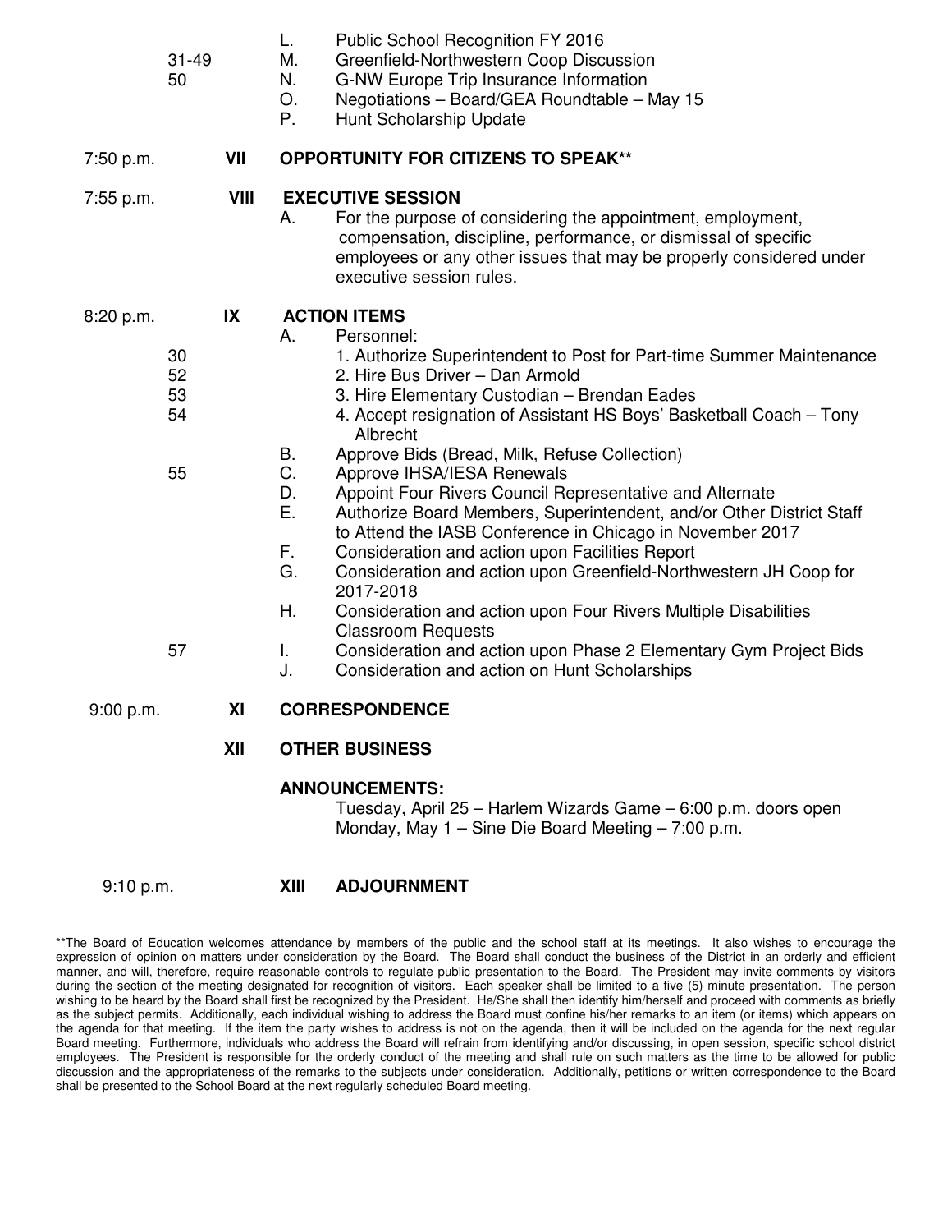| | | | |
|---|---|---|---|
| | | L. | Public School Recognition FY 2016 |
| | 31-49 | M. | Greenfield-Northwestern Coop Discussion |
| | 50 | N. | G-NW Europe Trip Insurance Information |
| | | O. | Negotiations – Board/GEA Roundtable – May 15 |
| | | P. | Hunt Scholarship Update |

7:50 p.m. **VII** **OPPORTUNITY FOR CITIZENS TO SPEAK****

7:55 p.m. **VIII** **EXECUTIVE SESSION**

A. For the purpose of considering the appointment, employment, compensation, discipline, performance, or dismissal of specific employees or any other issues that may be properly considered under executive session rules.

8:20 p.m. **IX** **ACTION ITEMS**

| | | |
|---|---|---|
| | A. | Personnel: |
| 30 | | 1. Authorize Superintendent to Post for Part-time Summer Maintenance |
| 52 | | 2. Hire Bus Driver – Dan Armold |
| 53 | | 3. Hire Elementary Custodian – Brendan Eades |
| 54 | | 4. Accept resignation of Assistant HS Boys' Basketball Coach – Tony Albrecht |
| | B. | Approve Bids (Bread, Milk, Refuse Collection) |
| 55 | C. | Approve IHSA/IESA Renewals |
| | D. | Appoint Four Rivers Council Representative and Alternate |
| | E. | Authorize Board Members, Superintendent, and/or Other District Staff to Attend the IASB Conference in Chicago in November 2017 |
| | F. | Consideration and action upon Facilities Report |
| | G. | Consideration and action upon Greenfield-Northwestern JH Coop for 2017-2018 |
| | H. | Consideration and action upon Four Rivers Multiple Disabilities Classroom Requests |
| 57 | I. | Consideration and action upon Phase 2 Elementary Gym Project Bids |
| | J. | Consideration and action on Hunt Scholarships |

9:00 p.m. **XI** **CORRESPONDENCE**

**XII** **OTHER BUSINESS**

**ANNOUNCEMENTS:**

Tuesday, April 25 – Harlem Wizards Game – 6:00 p.m. doors open
Monday, May 1 – Sine Die Board Meeting – 7:00 p.m.

9:10 p.m. **XIII** **ADJOURNMENT**

**The Board of Education welcomes attendance by members of the public and the school staff at its meetings. It also wishes to encourage the expression of opinion on matters under consideration by the Board. The Board shall conduct the business of the District in an orderly and efficient manner, and will, therefore, require reasonable controls to regulate public presentation to the Board. The President may invite comments by visitors during the section of the meeting designated for recognition of visitors. Each speaker shall be limited to a five (5) minute presentation. The person wishing to be heard by the Board shall first be recognized by the President. He/She shall then identify him/herself and proceed with comments as briefly as the subject permits. Additionally, each individual wishing to address the Board must confine his/her remarks to an item (or items) which appears on the agenda for that meeting. If the item the party wishes to address is not on the agenda, then it will be included on the agenda for the next regular Board meeting. Furthermore, individuals who address the Board will refrain from identifying and/or discussing, in open session, specific school district employees. The President is responsible for the orderly conduct of the meeting and shall rule on such matters as the time to be allowed for public discussion and the appropriateness of the remarks to the subjects under consideration. Additionally, petitions or written correspondence to the Board shall be presented to the School Board at the next regularly scheduled Board meeting.